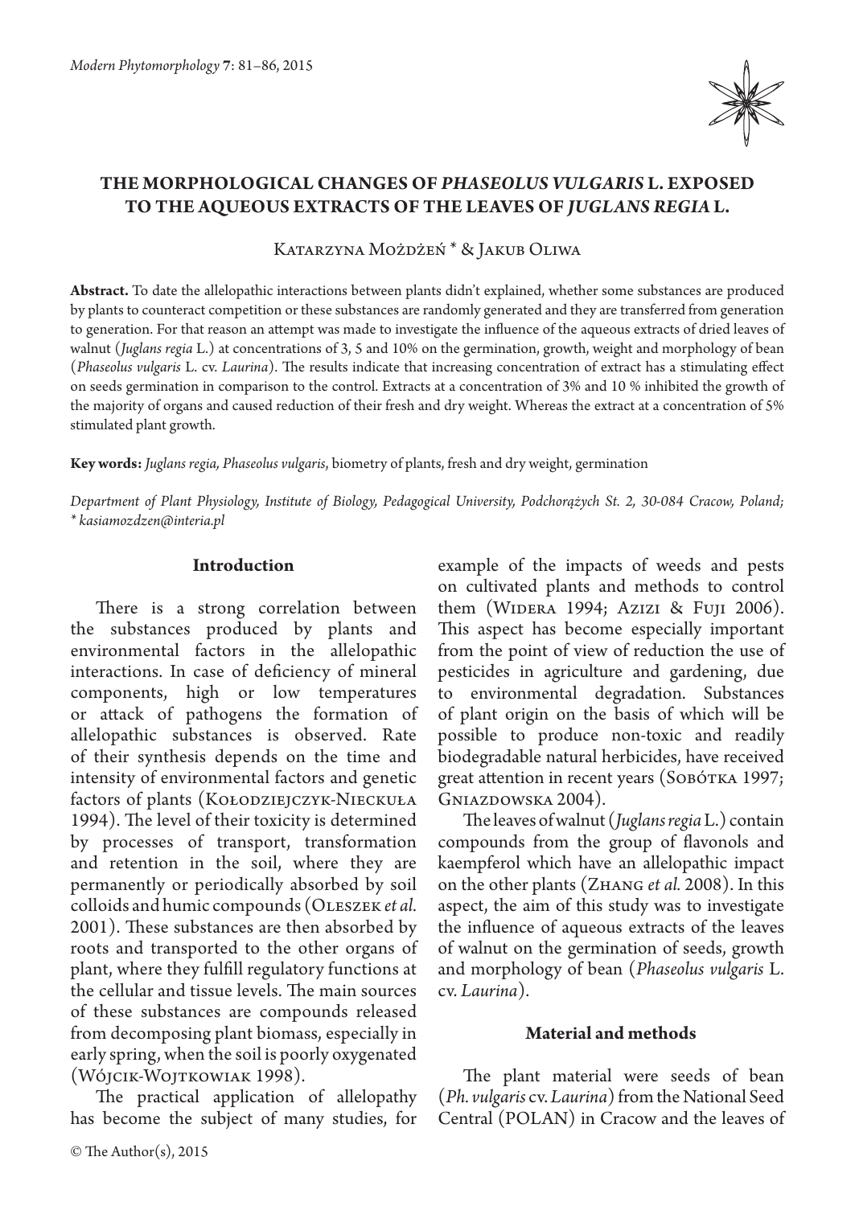# THE MORPHOLOGICAL CHANGES OF *PHASEOLUS VULGARIS* L. EXPOSED TO THE AQUEOUS EXTRACTS OF THE LEAVES OF *JUGLANS REGIA* L.

Katarzyna Możdżeń * & Jakub Oliwa

**Abstract.** To date the allelopathic interactions between plants didn't explained, whether some substances are produced by plants to counteract competition or these substances are randomly generated and they are transferred from generation to generation. For that reason an attempt was made to investigate the influence of the aqueous extracts of dried leaves of walnut (*Juglans regia* L.) at concentrations of 3, 5 and 10% on the germination, growth, weight and morphology of bean (*Phaseolus vulgaris* L. cv. *Laurina*). The results indicate that increasing concentration of extract has a stimulating effect on seeds germination in comparison to the control. Extracts at a concentration of 3% and 10 % inhibited the growth of the majority of organs and caused reduction of their fresh and dry weight. Whereas the extract at a concentration of 5% stimulated plant growth.

**Key words:** *Juglans regia, Phaseolus vulgaris*, biometry of plants, fresh and dry weight, germination

*Department of Plant Physiology, Institute of Biology, Pedagogical University, Podchorążych St. 2, 30-084 Cracow, Poland; * kasiamozdzen@interia.pl*

## Introduction

There is a strong correlation between the substances produced by plants and environmental factors in the allelopathic interactions. In case of deficiency of mineral components, high or low temperatures or attack of pathogens the formation of allelopathic substances is observed. Rate of their synthesis depends on the time and intensity of environmental factors and genetic factors of plants (Kołodziejczyk-Nieckuła 1994). The level of their toxicity is determined by processes of transport, transformation and retention in the soil, where they are permanently or periodically absorbed by soil colloids and humic compounds (Oleszek *et al.* 2001). These substances are then absorbed by roots and transported to the other organs of plant, where they fulfill regulatory functions at the cellular and tissue levels. The main sources of these substances are compounds released from decomposing plant biomass, especially in early spring, when the soil is poorly oxygenated (Wójcik-Wojtkowiak 1998).

The practical application of allelopathy has become the subject of many studies, for example of the impacts of weeds and pests on cultivated plants and methods to control them (Widera 1994; Azizi & Fuji 2006). This aspect has become especially important from the point of view of reduction the use of pesticides in agriculture and gardening, due to environmental degradation. Substances of plant origin on the basis of which will be possible to produce non-toxic and readily biodegradable natural herbicides, have received great attention in recent years (Sobótka 1997; Gniazdowska 2004).

The leaves of walnut (*Juglans regia* L.) contain compounds from the group of flavonols and kaempferol which have an allelopathic impact on the other plants (Zhang *et al.* 2008). In this aspect, the aim of this study was to investigate the influence of aqueous extracts of the leaves of walnut on the germination of seeds, growth and morphology of bean (*Phaseolus vulgaris* L. cv. *Laurina*).

## Material and methods

The plant material were seeds of bean (*Ph. vulgaris* cv. *Laurina*) from the National Seed Central (POLAN) in Cracow and the leaves of

© The Author(s), 2015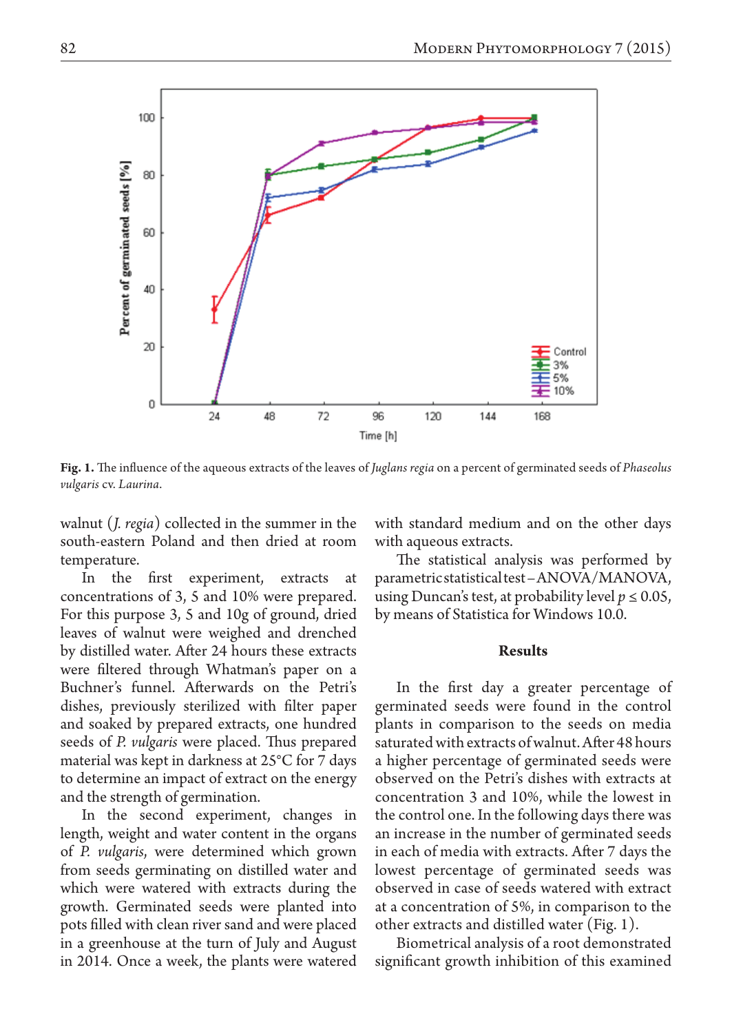Percent of germinated seeds [%]

100

80

60

40

20

0

24

48

72

96

120

144

168

Time [h]

Control

3%

5%

10%

**Fig. 1.** The influence of the aqueous extracts of the leaves of *Juglans regia* on a percent of germinated seeds of *Phaseolus vulgaris* cv. *Laurina*.

walnut (*J. regia*) collected in the summer in the south-eastern Poland and then dried at room temperature.

In the first experiment, extracts at concentrations of 3, 5 and 10% were prepared. For this purpose 3, 5 and 10g of ground, dried leaves of walnut were weighed and drenched by distilled water. After 24 hours these extracts were filtered through Whatman's paper on a Buchner's funnel. Afterwards on the Petri's dishes, previously sterilized with filter paper and soaked by prepared extracts, one hundred seeds of *P. vulgaris* were placed. Thus prepared material was kept in darkness at 25°C for 7 days to determine an impact of extract on the energy and the strength of germination.

In the second experiment, changes in length, weight and water content in the organs of *P. vulgaris*, were determined which grown from seeds germinating on distilled water and which were watered with extracts during the growth. Germinated seeds were planted into pots filled with clean river sand and were placed in a greenhouse at the turn of July and August in 2014. Once a week, the plants were watered with standard medium and on the other days with aqueous extracts.

The statistical analysis was performed by parametric statistical test – ANOVA/MANOVA, using Duncan's test, at probability level $p \leq 0.05$, by means of Statistica for Windows 10.0.

## Results

In the first day a greater percentage of germinated seeds were found in the control plants in comparison to the seeds on media saturated with extracts of walnut. After 48 hours a higher percentage of germinated seeds were observed on the Petri's dishes with extracts at concentration 3 and 10%, while the lowest in the control one. In the following days there was an increase in the number of germinated seeds in each of media with extracts. After 7 days the lowest percentage of germinated seeds was observed in case of seeds watered with extract at a concentration of 5%, in comparison to the other extracts and distilled water (Fig. 1).

Biometrical analysis of a root demonstrated significant growth inhibition of this examined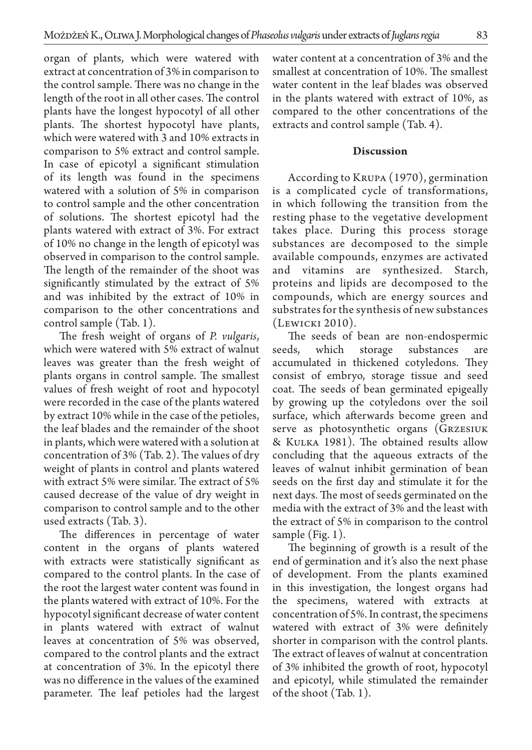organ of plants, which were watered with extract at concentration of 3% in comparison to the control sample. There was no change in the length of the root in all other cases. The control plants have the longest hypocotyl of all other plants. The shortest hypocotyl have plants, which were watered with 3 and 10% extracts in comparison to 5% extract and control sample. In case of epicotyl a significant stimulation of its length was found in the specimens watered with a solution of 5% in comparison to control sample and the other concentration of solutions. The shortest epicotyl had the plants watered with extract of 3%. For extract of 10% no change in the length of epicotyl was observed in comparison to the control sample. The length of the remainder of the shoot was significantly stimulated by the extract of 5% and was inhibited by the extract of 10% in comparison to the other concentrations and control sample (Tab. 1).

The fresh weight of organs of *P. vulgaris*, which were watered with 5% extract of walnut leaves was greater than the fresh weight of plants organs in control sample. The smallest values of fresh weight of root and hypocotyl were recorded in the case of the plants watered by extract 10% while in the case of the petioles, the leaf blades and the remainder of the shoot in plants, which were watered with a solution at concentration of 3% (Tab. 2). The values of dry weight of plants in control and plants watered with extract 5% were similar. The extract of 5% caused decrease of the value of dry weight in comparison to control sample and to the other used extracts (Tab. 3).

The differences in percentage of water content in the organs of plants watered with extracts were statistically significant as compared to the control plants. In the case of the root the largest water content was found in the plants watered with extract of 10%. For the hypocotyl significant decrease of water content in plants watered with extract of walnut leaves at concentration of 5% was observed, compared to the control plants and the extract at concentration of 3%. In the epicotyl there was no difference in the values of the examined parameter. The leaf petioles had the largest water content at a concentration of 3% and the smallest at concentration of 10%. The smallest water content in the leaf blades was observed in the plants watered with extract of 10%, as compared to the other concentrations of the extracts and control sample (Tab. 4).

## Discussion

According to Krupa (1970), germination is a complicated cycle of transformations, in which following the transition from the resting phase to the vegetative development takes place. During this process storage substances are decomposed to the simple available compounds, enzymes are activated and vitamins are synthesized. Starch, proteins and lipids are decomposed to the compounds, which are energy sources and substrates for the synthesis of new substances (Lewicki 2010).

The seeds of bean are non-endospermic seeds, which storage substances are accumulated in thickened cotyledons. They consist of embryo, storage tissue and seed coat. The seeds of bean germinated epigeally by growing up the cotyledons over the soil surface, which afterwards become green and serve as photosynthetic organs (Grzesiuk & Kulka 1981). The obtained results allow concluding that the aqueous extracts of the leaves of walnut inhibit germination of bean seeds on the first day and stimulate it for the next days. The most of seeds germinated on the media with the extract of 3% and the least with the extract of 5% in comparison to the control sample (Fig. 1).

The beginning of growth is a result of the end of germination and it's also the next phase of development. From the plants examined in this investigation, the longest organs had the specimens, watered with extracts at concentration of 5%. In contrast, the specimens watered with extract of 3% were definitely shorter in comparison with the control plants. The extract of leaves of walnut at concentration of 3% inhibited the growth of root, hypocotyl and epicotyl, while stimulated the remainder of the shoot (Tab. 1).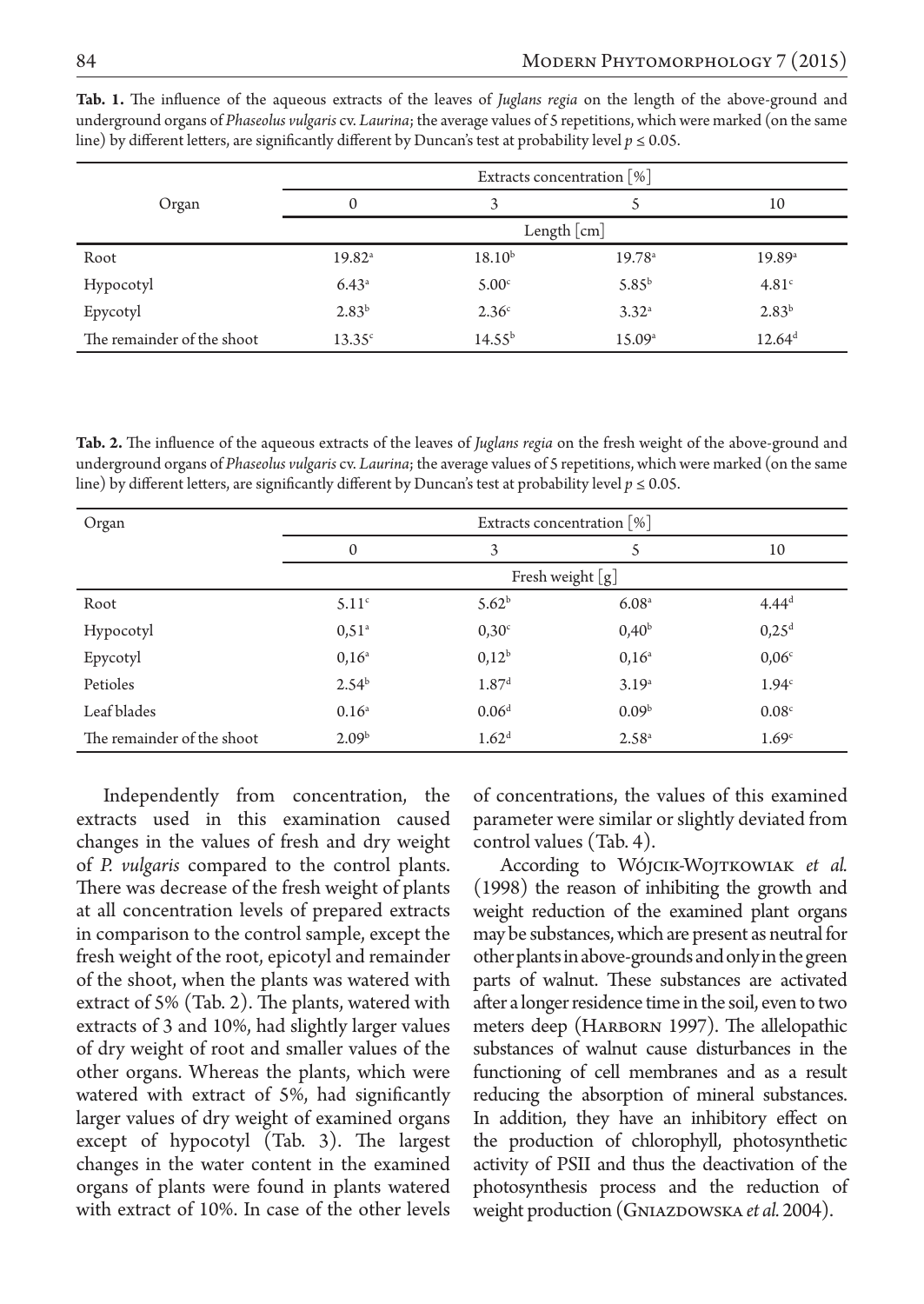**Tab. 1.** The influence of the aqueous extracts of the leaves of *Juglans regia* on the length of the above-ground and underground organs of *Phaseolus vulgaris* cv. *Laurina*; the average values of 5 repetitions, which were marked (on the same line) by different letters, are significantly different by Duncan's test at probability level $p \leq 0.05$.

| Organ | Extracts concentration [%] | | | |
|---|---|---|---|---|
| | 0 | 3 | 5 | 10 |
| | Length [cm] | | | |
| Root | 19.82[a] | 18.10[b] | 19.78[a] | 19.89[a] |
| Hypocotyl | 6.43[a] | 5.00[c] | 5.85[b] | 4.81[c] |
| Epycotyl | 2.83[b] | 2.36[c] | 3.32[a] | 2.83[b] |
| The remainder of the shoot | 13.35[c] | 14.55[b] | 15.09[a] | 12.64[d] |

**Tab. 2.** The influence of the aqueous extracts of the leaves of *Juglans regia* on the fresh weight of the above-ground and underground organs of *Phaseolus vulgaris* cv. *Laurina*; the average values of 5 repetitions, which were marked (on the same line) by different letters, are significantly different by Duncan's test at probability level $p \leq 0.05$.

| Organ | Extracts concentration [%] | | | |
|---|---|---|---|---|
| | 0 | 3 | 5 | 10 |
| | Fresh weight [g] | | | |
| Root | 5.11[c] | 5.62[b] | 6.08[a] | 4.44[d] |
| Hypocotyl | 0,51[a] | 0,30[c] | 0,40[b] | 0,25[d] |
| Epycotyl | 0,16[a] | 0,12[b] | 0,16[a] | 0,06[c] |
| Petioles | 2.54[b] | 1.87[d] | 3.19[a] | 1.94[c] |
| Leaf blades | 0.16[a] | 0.06[d] | 0.09[b] | 0.08[c] |
| The remainder of the shoot | 2.09[b] | 1.62[d] | 2.58[a] | 1.69[c] |

Independently from concentration, the extracts used in this examination caused changes in the values of fresh and dry weight of *P. vulgaris* compared to the control plants. There was decrease of the fresh weight of plants at all concentration levels of prepared extracts in comparison to the control sample, except the fresh weight of the root, epicotyl and remainder of the shoot, when the plants was watered with extract of 5% (Tab. 2). The plants, watered with extracts of 3 and 10%, had slightly larger values of dry weight of root and smaller values of the other organs. Whereas the plants, which were watered with extract of 5%, had significantly larger values of dry weight of examined organs except of hypocotyl (Tab. 3). The largest changes in the water content in the examined organs of plants were found in plants watered with extract of 10%. In case of the other levels of concentrations, the values of this examined parameter were similar or slightly deviated from control values (Tab. 4).

According to Wójcik-Wojtkowiak *et al.* (1998) the reason of inhibiting the growth and weight reduction of the examined plant organs may be substances, which are present as neutral for other plants in above-grounds and only in the green parts of walnut. These substances are activated after a longer residence time in the soil, even to two meters deep (Harborn 1997). The allelopathic substances of walnut cause disturbances in the functioning of cell membranes and as a result reducing the absorption of mineral substances. In addition, they have an inhibitory effect on the production of chlorophyll, photosynthetic activity of PSII and thus the deactivation of the photosynthesis process and the reduction of weight production (Gniazdowska *et al.* 2004).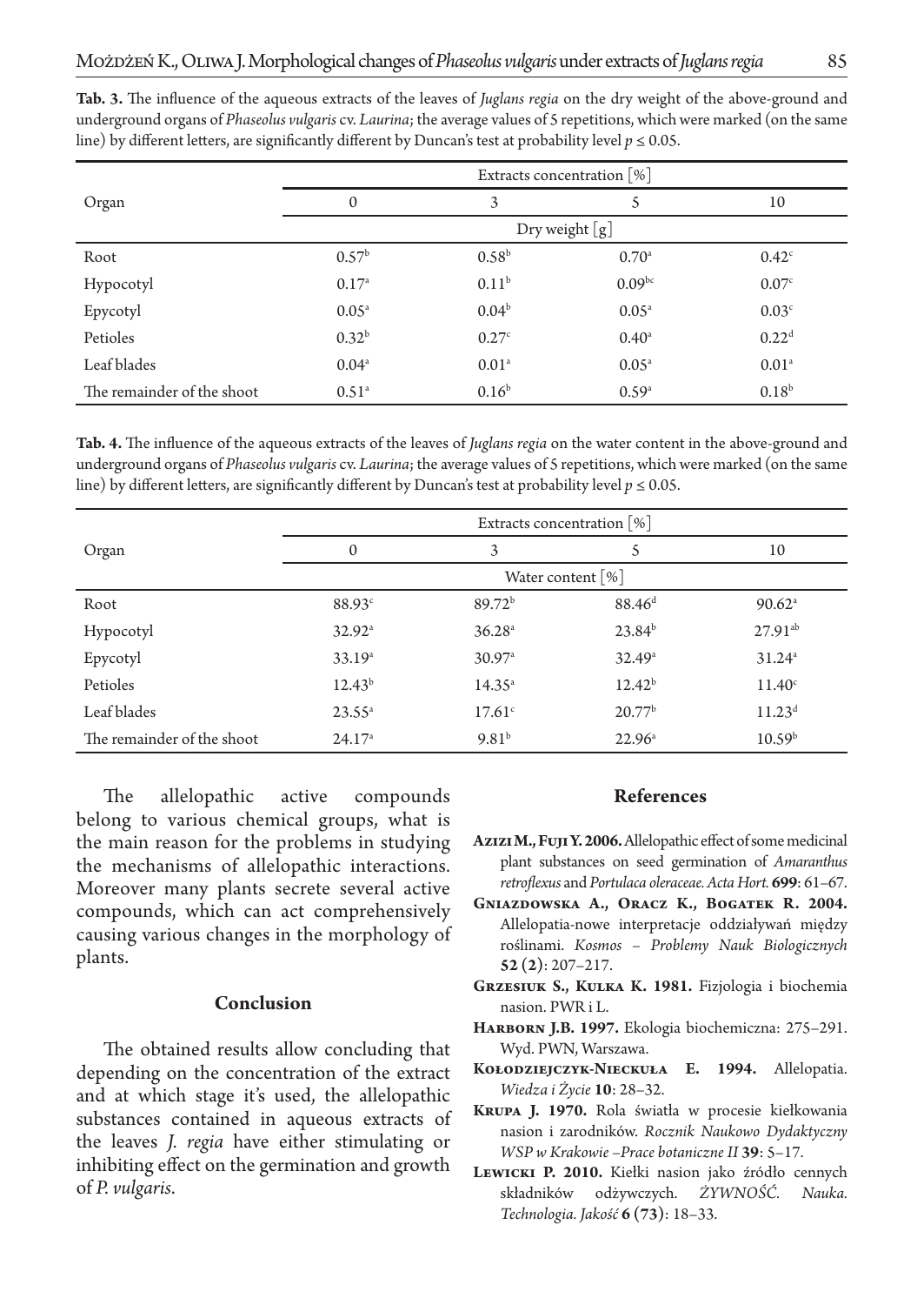**Tab. 3.** The influence of the aqueous extracts of the leaves of *Juglans regia* on the dry weight of the above-ground and underground organs of *Phaseolus vulgaris* cv. *Laurina*; the average values of 5 repetitions, which were marked (on the same line) by different letters, are significantly different by Duncan's test at probability level $p \leq 0.05$.

| Organ | Extracts concentration [%] | | | |
|---|---|---|---|---|
| | 0 | 3 | 5 | 10 |
| | Dry weight [g] | | | |
| Root | 0.57[b] | 0.58[b] | 0.70[a] | 0.42[c] |
| Hypocotyl | 0.17[a] | 0.11[b] | 0.09[bc] | 0.07[c] |
| Epycotyl | 0.05[a] | 0.04[b] | 0.05[a] | 0.03[c] |
| Petioles | 0.32[b] | 0.27[c] | 0.40[a] | 0.22[d] |
| Leaf blades | 0.04[a] | 0.01[a] | 0.05[a] | 0.01[a] |
| The remainder of the shoot | 0.51[a] | 0.16[b] | 0.59[a] | 0.18[b] |

**Tab. 4.** The influence of the aqueous extracts of the leaves of *Juglans regia* on the water content in the above-ground and underground organs of *Phaseolus vulgaris* cv. *Laurina*; the average values of 5 repetitions, which were marked (on the same line) by different letters, are significantly different by Duncan's test at probability level $p \leq 0.05$.

| Organ | Extracts concentration [%] | | | |
|---|---|---|---|---|
| | 0 | 3 | 5 | 10 |
| | Water content [%] | | | |
| Root | 88.93[c] | 89.72[b] | 88.46[d] | 90.62[a] |
| Hypocotyl | 32.92[a] | 36.28[a] | 23.84[b] | 27.91[ab] |
| Epycotyl | 33.19[a] | 30.97[a] | 32.49[a] | 31.24[a] |
| Petioles | 12.43[b] | 14.35[a] | 12.42[b] | 11.40[c] |
| Leaf blades | 23.55[a] | 17.61[c] | 20.77[b] | 11.23[d] |
| The remainder of the shoot | 24.17[a] | 9.81[b] | 22.96[a] | 10.59[b] |

The allelopathic active compounds belong to various chemical groups, what is the main reason for the problems in studying the mechanisms of allelopathic interactions. Moreover many plants secrete several active compounds, which can act comprehensively causing various changes in the morphology of plants.

## Conclusion

The obtained results allow concluding that depending on the concentration of the extract and at which stage it's used, the allelopathic substances contained in aqueous extracts of the leaves *J. regia* have either stimulating or inhibiting effect on the germination and growth of *P. vulgaris*.

## References

**Azizi M., Fuji Y. 2006.** Allelopathic effect of some medicinal plant substances on seed germination of *Amaranthus retroflexus* and *Portulaca oleraceae*. *Acta Hort.* **699**: 61–67.

**Gniazdowska A., Oracz K., Bogatek R. 2004.** Allelopatia-nowe interpretacje oddziaływań między roślinami. *Kosmos – Problemy Nauk Biologicznych* **52 (2)**: 207–217.

**Grzesiuk S., Kulka K. 1981.** Fizjologia i biochemia nasion. PWR i L.

**Harborn J.B. 1997.** Ekologia biochemiczna: 275–291. Wyd. PWN, Warszawa.

**Kołodziejczyk-Nieckuła E. 1994.** Allelopatia. *Wiedza i Życie* **10**: 28–32.

**Krupa J. 1970.** Rola światła w procesie kiełkowania nasion i zarodników. *Rocznik Naukowo Dydaktyczny WSP w Krakowie –Prace botaniczne II* **39**: 5–17.

**Lewicki P. 2010.** Kiełki nasion jako źródło cennych składników odżywczych. *ŻYWNOŚĆ. Nauka. Technologia. Jakość* **6 (73)**: 18–33.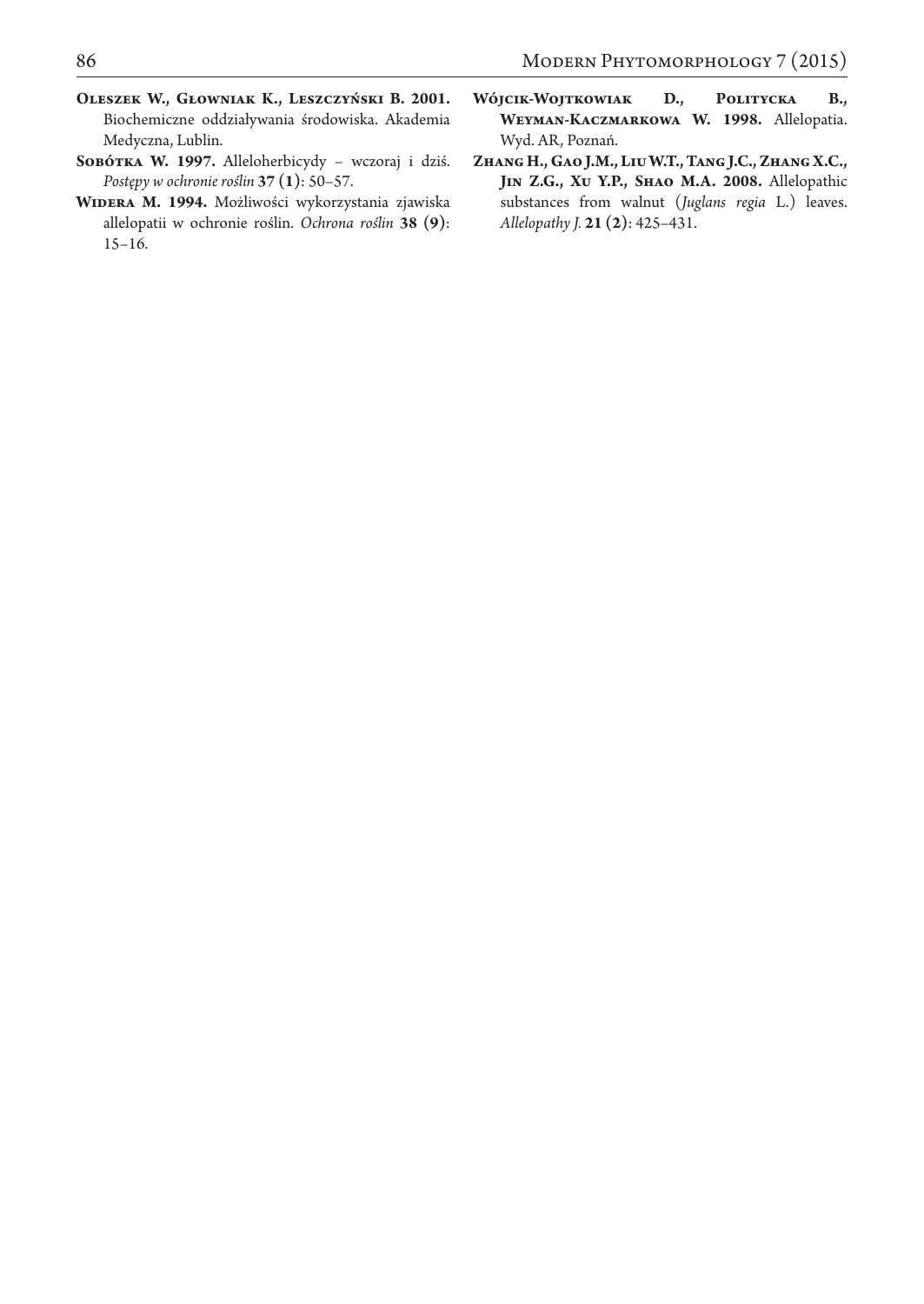**Oleszek W., Głowniak K., Leszczyński B. 2001.** Biochemiczne oddziaływania środowiska. Akademia Medyczna, Lublin.

**Sobótka W. 1997.** Alleloherbicydy – wczoraj i dziś. *Postępy w ochronie roślin* **37 (1)**: 50–57.

**Widera M. 1994.** Możliwości wykorzystania zjawiska allelopatii w ochronie roślin. *Ochrona roślin* **38 (9)**: 15–16.

**Wójcik-Wojtkowiak D., Politycka B., Weyman-Kaczmarkowa W. 1998.** Allelopatia. Wyd. AR, Poznań.

**Zhang H., Gao J.M., Liu W.T., Tang J.C., Zhang X.C., Jin Z.G., Xu Y.P., Shao M.A. 2008.** Allelopathic substances from walnut (*Juglans regia* L.) leaves. *Allelopathy J.* **21 (2)**: 425–431.